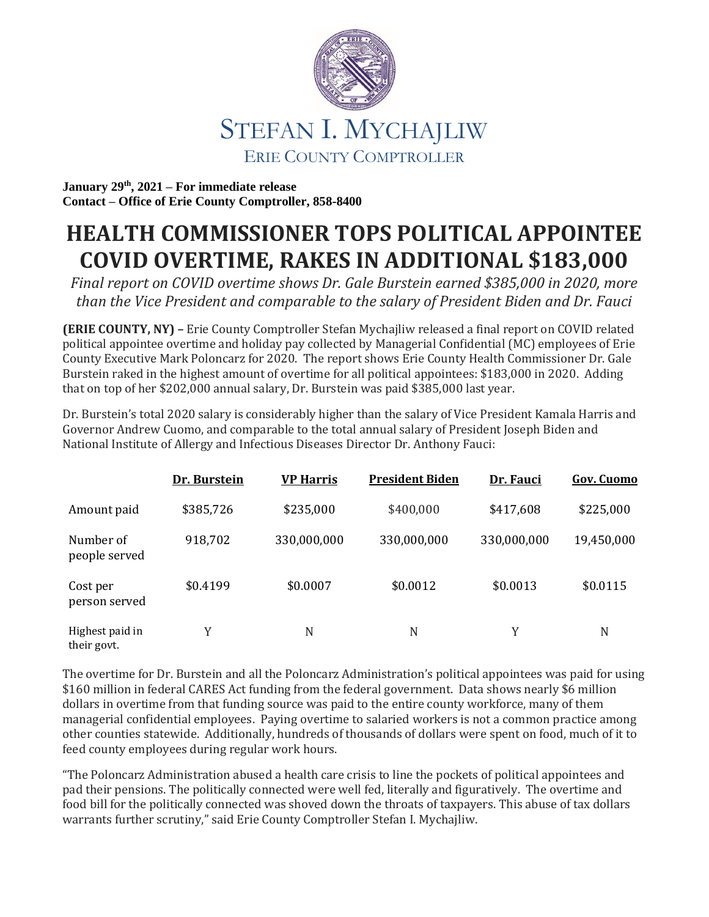STEFAN I. MYCHAJLIW

ERIE COUNTY COMPTROLLER

**January 29th, 2021 – For immediate release**
**Contact – Office of Erie County Comptroller, 858-8400**

# HEALTH COMMISSIONER TOPS POLITICAL APPOINTEE COVID OVERTIME, RAKES IN ADDITIONAL $183,000

*Final report on COVID overtime shows Dr. Gale Burstein earned $385,000 in 2020, more than the Vice President and comparable to the salary of President Biden and Dr. Fauci*

**(ERIE COUNTY, NY) –** Erie County Comptroller Stefan Mychajliw released a final report on COVID related political appointee overtime and holiday pay collected by Managerial Confidential (MC) employees of Erie County Executive Mark Poloncarz for 2020. The report shows Erie County Health Commissioner Dr. Gale Burstein raked in the highest amount of overtime for all political appointees: $183,000 in 2020. Adding that on top of her $202,000 annual salary, Dr. Burstein was paid $385,000 last year.

Dr. Burstein's total 2020 salary is considerably higher than the salary of Vice President Kamala Harris and Governor Andrew Cuomo, and comparable to the total annual salary of President Joseph Biden and National Institute of Allergy and Infectious Diseases Director Dr. Anthony Fauci:

| | Dr. Burstein | VP Harris | President Biden | Dr. Fauci | Gov. Cuomo |
|---|---|---|---|---|---|
| Amount paid | $385,726 | $235,000 | $400,000 | $417,608 | $225,000 |
| Number of people served | 918,702 | 330,000,000 | 330,000,000 | 330,000,000 | 19,450,000 |
| Cost per person served | $0.4199 | $0.0007 | $0.0012 | $0.0013 | $0.0115 |
| Highest paid in their govt. | Y | N | N | Y | N |

The overtime for Dr. Burstein and all the Poloncarz Administration's political appointees was paid for using $160 million in federal CARES Act funding from the federal government. Data shows nearly $6 million dollars in overtime from that funding source was paid to the entire county workforce, many of them managerial confidential employees. Paying overtime to salaried workers is not a common practice among other counties statewide. Additionally, hundreds of thousands of dollars were spent on food, much of it to feed county employees during regular work hours.

"The Poloncarz Administration abused a health care crisis to line the pockets of political appointees and pad their pensions. The politically connected were well fed, literally and figuratively. The overtime and food bill for the politically connected was shoved down the throats of taxpayers. This abuse of tax dollars warrants further scrutiny," said Erie County Comptroller Stefan I. Mychajliw.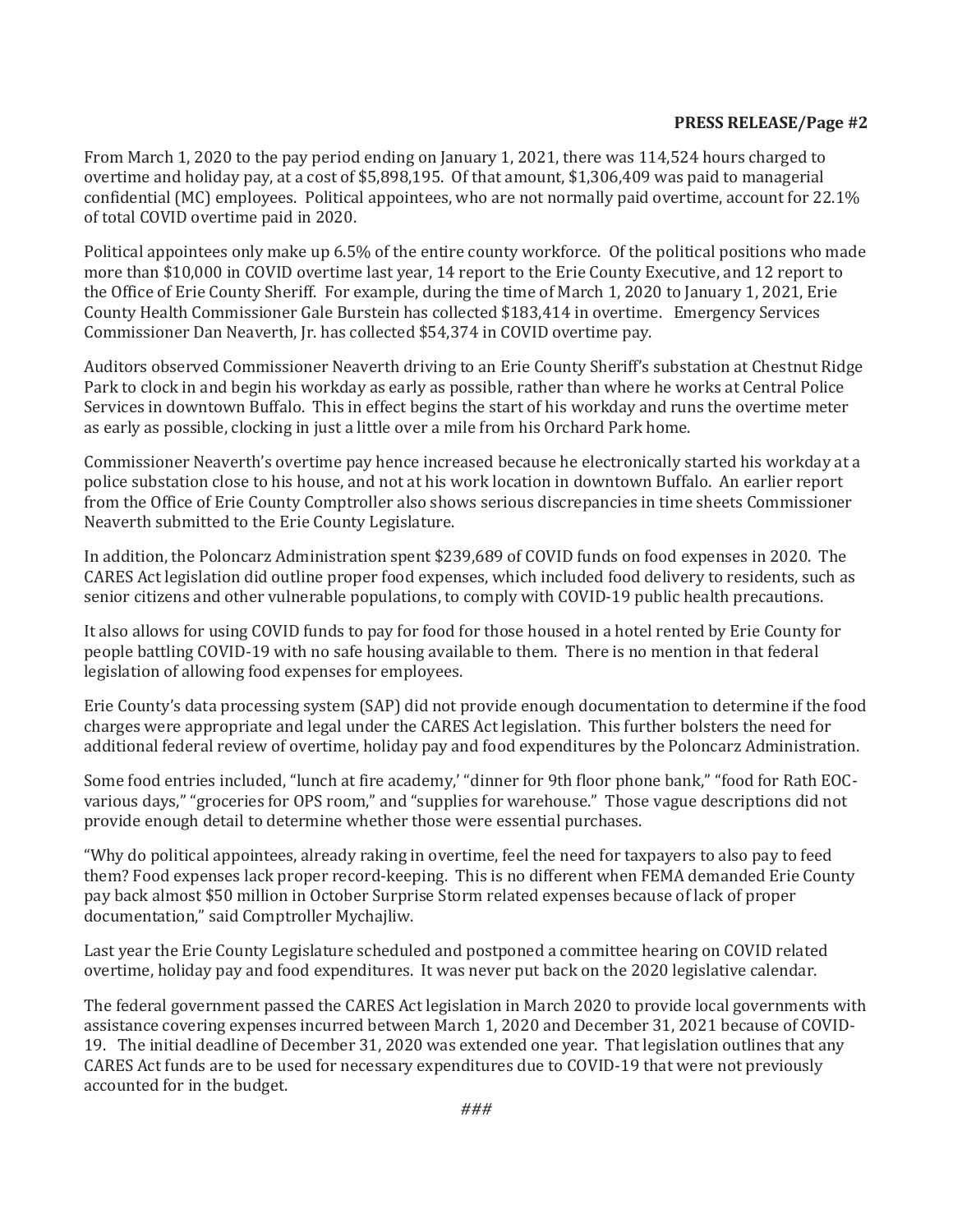From March 1, 2020 to the pay period ending on January 1, 2021, there was 114,524 hours charged to overtime and holiday pay, at a cost of $5,898,195. Of that amount, $1,306,409 was paid to managerial confidential (MC) employees. Political appointees, who are not normally paid overtime, account for 22.1% of total COVID overtime paid in 2020.

Political appointees only make up 6.5% of the entire county workforce. Of the political positions who made more than $10,000 in COVID overtime last year, 14 report to the Erie County Executive, and 12 report to the Office of Erie County Sheriff. For example, during the time of March 1, 2020 to January 1, 2021, Erie County Health Commissioner Gale Burstein has collected $183,414 in overtime. Emergency Services Commissioner Dan Neaverth, Jr. has collected $54,374 in COVID overtime pay.

Auditors observed Commissioner Neaverth driving to an Erie County Sheriff's substation at Chestnut Ridge Park to clock in and begin his workday as early as possible, rather than where he works at Central Police Services in downtown Buffalo. This in effect begins the start of his workday and runs the overtime meter as early as possible, clocking in just a little over a mile from his Orchard Park home.

Commissioner Neaverth's overtime pay hence increased because he electronically started his workday at a police substation close to his house, and not at his work location in downtown Buffalo. An earlier report from the Office of Erie County Comptroller also shows serious discrepancies in time sheets Commissioner Neaverth submitted to the Erie County Legislature.

In addition, the Poloncarz Administration spent $239,689 of COVID funds on food expenses in 2020. The CARES Act legislation did outline proper food expenses, which included food delivery to residents, such as senior citizens and other vulnerable populations, to comply with COVID-19 public health precautions.

It also allows for using COVID funds to pay for food for those housed in a hotel rented by Erie County for people battling COVID-19 with no safe housing available to them. There is no mention in that federal legislation of allowing food expenses for employees.

Erie County's data processing system (SAP) did not provide enough documentation to determine if the food charges were appropriate and legal under the CARES Act legislation. This further bolsters the need for additional federal review of overtime, holiday pay and food expenditures by the Poloncarz Administration.

Some food entries included, "lunch at fire academy,' "dinner for 9th floor phone bank," "food for Rath EOC-various days," "groceries for OPS room," and "supplies for warehouse." Those vague descriptions did not provide enough detail to determine whether those were essential purchases.

"Why do political appointees, already raking in overtime, feel the need for taxpayers to also pay to feed them? Food expenses lack proper record-keeping. This is no different when FEMA demanded Erie County pay back almost $50 million in October Surprise Storm related expenses because of lack of proper documentation," said Comptroller Mychajliw.

Last year the Erie County Legislature scheduled and postponed a committee hearing on COVID related overtime, holiday pay and food expenditures. It was never put back on the 2020 legislative calendar.

The federal government passed the CARES Act legislation in March 2020 to provide local governments with assistance covering expenses incurred between March 1, 2020 and December 31, 2021 because of COVID-19. The initial deadline of December 31, 2020 was extended one year. That legislation outlines that any CARES Act funds are to be used for necessary expenditures due to COVID-19 that were not previously accounted for in the budget.

###